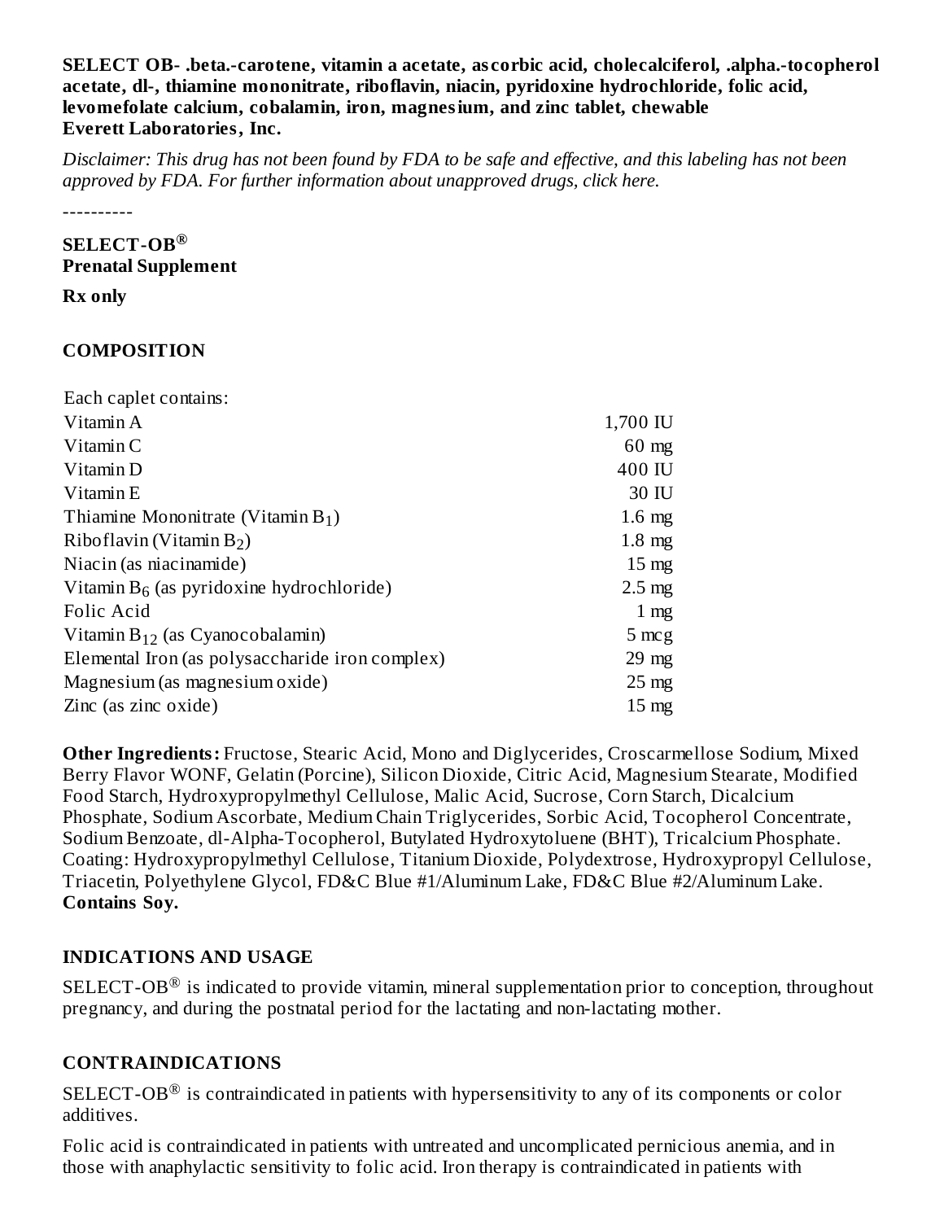**SELECT OB- .beta.-carotene, vitamin a acetate, ascorbic acid, cholecalciferol, .alpha.-tocopherol acetate, dl-, thiamine mononitrate, riboflavin, niacin, pyridoxine hydrochloride, folic acid, levomefolate calcium, cobalamin, iron, magnesium, and zinc tablet, chewable**
**Everett Laboratories, Inc.**

*Disclaimer: This drug has not been found by FDA to be safe and effective, and this labeling has not been approved by FDA. For further information about unapproved drugs, click here.*

----------

**SELECT-OB®**
**Prenatal Supplement**

**Rx only**

## COMPOSITION

| Each caplet contains: | |
|---|---|
| Vitamin A | 1,700 IU |
| Vitamin C | 60 mg |
| Vitamin D | 400 IU |
| Vitamin E | 30 IU |
| Thiamine Mononitrate (Vitamin $B_1$) | 1.6 mg |
| Riboflavin (Vitamin $B_2$) | 1.8 mg |
| Niacin (as niacinamide) | 15 mg |
| Vitamin $B_6$ (as pyridoxine hydrochloride) | 2.5 mg |
| Folic Acid | 1 mg |
| Vitamin $B_{12}$ (as Cyanocobalamin) | 5 mcg |
| Elemental Iron (as polysaccharide iron complex) | 29 mg |
| Magnesium (as magnesium oxide) | 25 mg |
| Zinc (as zinc oxide) | 15 mg |

**Other Ingredients:** Fructose, Stearic Acid, Mono and Diglycerides, Croscarmellose Sodium, Mixed Berry Flavor WONF, Gelatin (Porcine), Silicon Dioxide, Citric Acid, Magnesium Stearate, Modified Food Starch, Hydroxypropylmethyl Cellulose, Malic Acid, Sucrose, Corn Starch, Dicalcium Phosphate, Sodium Ascorbate, Medium Chain Triglycerides, Sorbic Acid, Tocopherol Concentrate, Sodium Benzoate, dl-Alpha-Tocopherol, Butylated Hydroxytoluene (BHT), Tricalcium Phosphate. Coating: Hydroxypropylmethyl Cellulose, Titanium Dioxide, Polydextrose, Hydroxypropyl Cellulose, Triacetin, Polyethylene Glycol, FD&C Blue #1/Aluminum Lake, FD&C Blue #2/Aluminum Lake. **Contains Soy.**

## INDICATIONS AND USAGE

SELECT-OB® is indicated to provide vitamin, mineral supplementation prior to conception, throughout pregnancy, and during the postnatal period for the lactating and non-lactating mother.

## CONTRAINDICATIONS

SELECT-OB® is contraindicated in patients with hypersensitivity to any of its components or color additives.

Folic acid is contraindicated in patients with untreated and uncomplicated pernicious anemia, and in those with anaphylactic sensitivity to folic acid. Iron therapy is contraindicated in patients with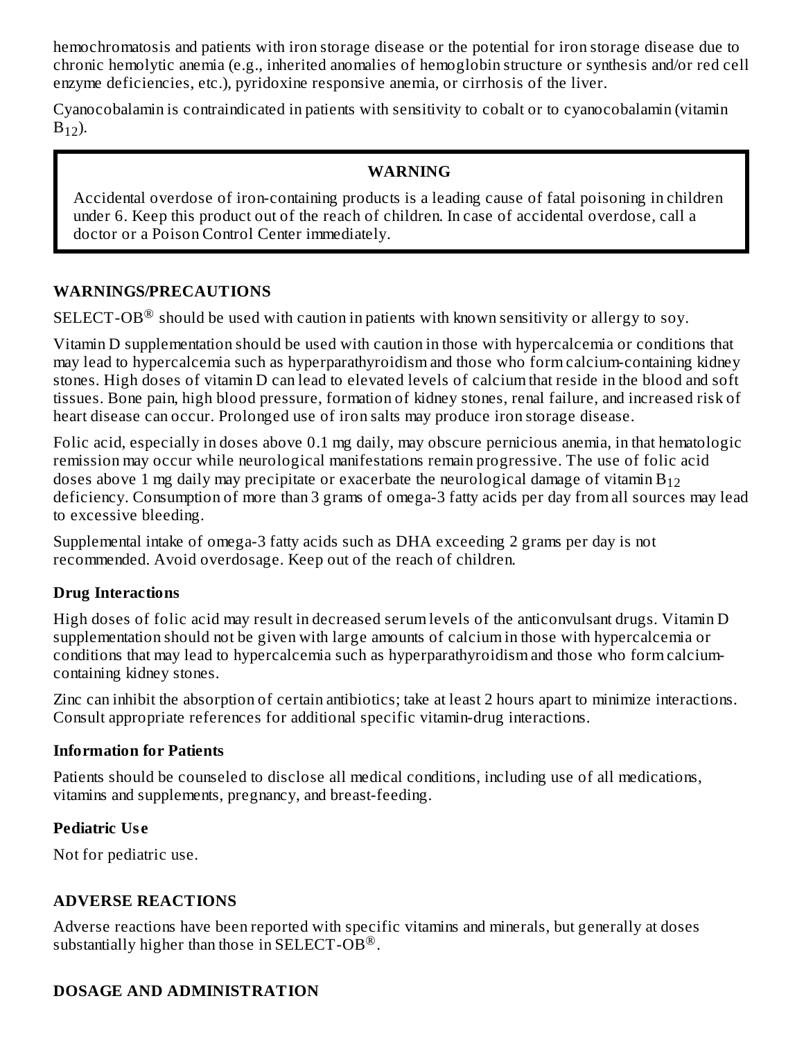hemochromatosis and patients with iron storage disease or the potential for iron storage disease due to chronic hemolytic anemia (e.g., inherited anomalies of hemoglobin structure or synthesis and/or red cell enzyme deficiencies, etc.), pyridoxine responsive anemia, or cirrhosis of the liver.

Cyanocobalamin is contraindicated in patients with sensitivity to cobalt or to cyanocobalamin (vitamin $B_{12}$).

> **WARNING**
>
> Accidental overdose of iron-containing products is a leading cause of fatal poisoning in children under 6. Keep this product out of the reach of children. In case of accidental overdose, call a doctor or a Poison Control Center immediately.

## WARNINGS/PRECAUTIONS

SELECT-OB® should be used with caution in patients with known sensitivity or allergy to soy.

Vitamin D supplementation should be used with caution in those with hypercalcemia or conditions that may lead to hypercalcemia such as hyperparathyroidism and those who form calcium-containing kidney stones. High doses of vitamin D can lead to elevated levels of calcium that reside in the blood and soft tissues. Bone pain, high blood pressure, formation of kidney stones, renal failure, and increased risk of heart disease can occur. Prolonged use of iron salts may produce iron storage disease.

Folic acid, especially in doses above 0.1 mg daily, may obscure pernicious anemia, in that hematologic remission may occur while neurological manifestations remain progressive. The use of folic acid doses above 1 mg daily may precipitate or exacerbate the neurological damage of vitamin $B_{12}$ deficiency. Consumption of more than 3 grams of omega-3 fatty acids per day from all sources may lead to excessive bleeding.

Supplemental intake of omega-3 fatty acids such as DHA exceeding 2 grams per day is not recommended. Avoid overdosage. Keep out of the reach of children.

### Drug Interactions

High doses of folic acid may result in decreased serum levels of the anticonvulsant drugs. Vitamin D supplementation should not be given with large amounts of calcium in those with hypercalcemia or conditions that may lead to hypercalcemia such as hyperparathyroidism and those who form calcium-containing kidney stones.

Zinc can inhibit the absorption of certain antibiotics; take at least 2 hours apart to minimize interactions. Consult appropriate references for additional specific vitamin-drug interactions.

### Information for Patients

Patients should be counseled to disclose all medical conditions, including use of all medications, vitamins and supplements, pregnancy, and breast-feeding.

### Pediatric Use

Not for pediatric use.

## ADVERSE REACTIONS

Adverse reactions have been reported with specific vitamins and minerals, but generally at doses substantially higher than those in SELECT-OB®.

## DOSAGE AND ADMINISTRATION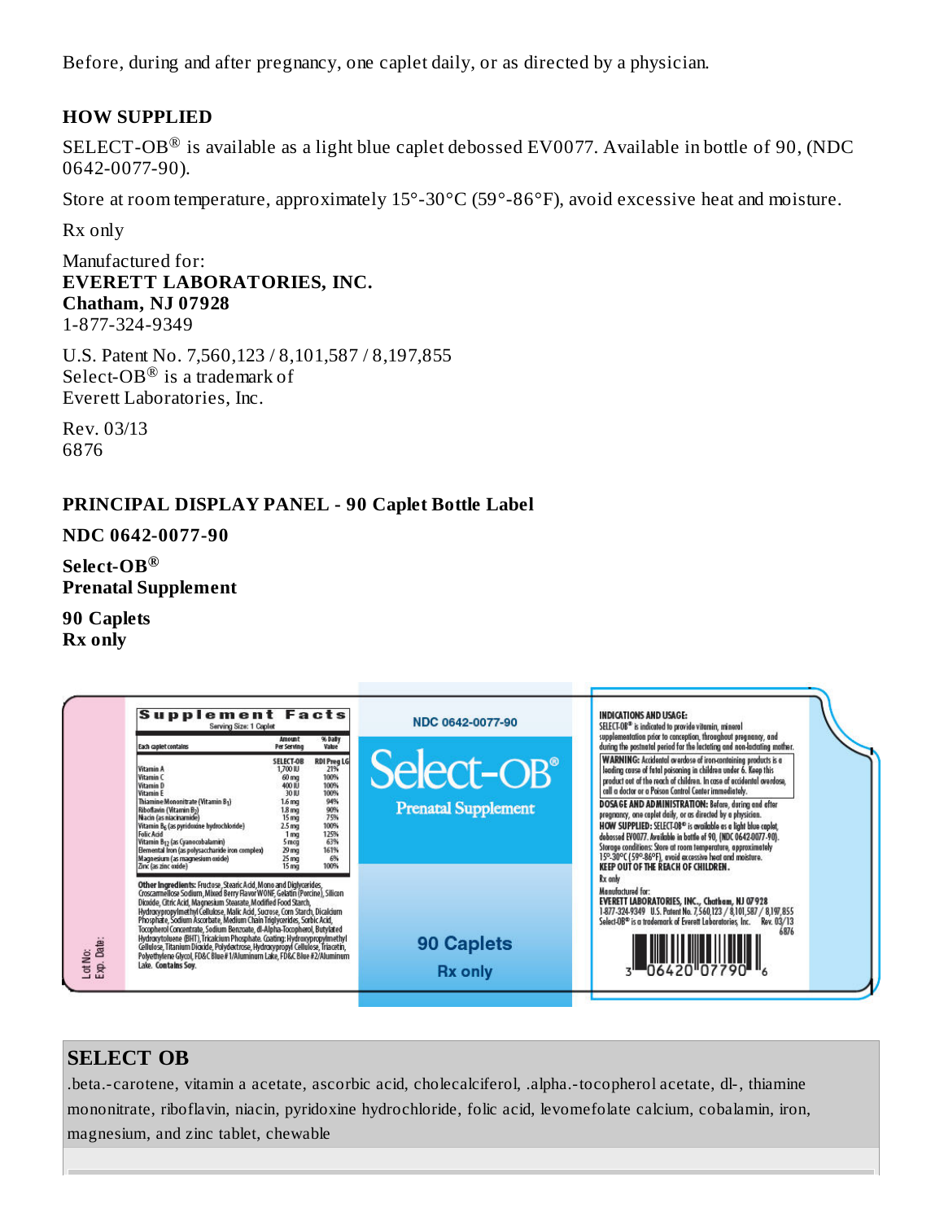Before, during and after pregnancy, one caplet daily, or as directed by a physician.

## HOW SUPPLIED

SELECT-OB® is available as a light blue caplet debossed EV0077. Available in bottle of 90, (NDC 0642-0077-90).

Store at room temperature, approximately 15°-30°C (59°-86°F), avoid excessive heat and moisture.

Rx only

Manufactured for:
**EVERETT LABORATORIES, INC.**
**Chatham, NJ 07928**
1-877-324-9349

U.S. Patent No. 7,560,123 / 8,101,587 / 8,197,855
Select-OB® is a trademark of
Everett Laboratories, Inc.

Rev. 03/13
6876

## PRINCIPAL DISPLAY PANEL - 90 Caplet Bottle Label

**NDC 0642-0077-90**

**Select-OB®**
**Prenatal Supplement**

**90 Caplets**
**Rx only**

**Supplement Facts**
Serving Size: 1 Caplet

| Each caplet contains | Amount Per Serving SELECT-OB | % Daily Value RDI Preg LG |
|---|---|---|
| Vitamin A | 1,700 IU | 21% |
| Vitamin C | 60 mg | 100% |
| Vitamin D | 400 IU | 100% |
| Vitamin E | 30 IU | 100% |
| Thiamine Mononitrate (Vitamin $B_1$) | 1.6 mg | 94% |
| Riboflavin (Vitamin $B_2$) | 1.8 mg | 90% |
| Niacin (as niacinamide) | 15 mg | 75% |
| Vitamin $B_6$ (as pyridoxine hydrochloride) | 2.5 mg | 100% |
| Folic Acid | 1 mg | 125% |
| Vitamin $B_{12}$ (as Cyanocobalamin) | 5 mcg | 63% |
| Elemental Iron (as polysaccharide iron complex) | 29 mg | 161% |
| Magnesium (as magnesium oxide) | 25 mg | 6% |
| Zinc (as zinc oxide) | 15 mg | 100% |

**Other Ingredients:** Fructose, Stearic Acid, Mono and Diglycerides, Croscarmellose Sodium, Mixed Berry Flavor WONF, Gelatin (Porcine), Silicon Dioxide, Citric Acid, Magnesium Stearate, Modified Food Starch, Hydroxypropylmethyl Cellulose, Malic Acid, Sucrose, Corn Starch, Dicalcium Phosphate, Sodium Ascorbate, Medium Chain Triglycerides, Sorbic Acid, Tocopherol Concentrate, Sodium Benzoate, dl-Alpha-Tocopherol, Butylated Hydroxytoluene (BHT), Tricalcium Phosphate. Coating: Hydroxypropylmethyl Cellulose, Titanium Dioxide, Polydextrose, Hydroxypropyl Cellulose, Triacetin, Polyethylene Glycol, FD&C Blue #1/Aluminum Lake, FD&C Blue #2/Aluminum Lake. **Contains Soy.**

Lot No:
Exp. Date:

NDC 0642-0077-90

Select-OB®
Prenatal Supplement

90 Caplets
Rx only

**INDICATIONS AND USAGE:** SELECT-OB® is indicated to provide vitamin, mineral supplementation prior to conception, throughout pregnancy, and during the postnatal period for the lactating and non-lactating mother.

**WARNING:** Accidental overdose of iron-containing products is a leading cause of fatal poisoning in children under 6. Keep this product out of the reach of children. In case of accidental overdose, call a doctor or a Poison Control Center immediately.

**DOSAGE AND ADMINISTRATION:** Before, during and after pregnancy, one caplet daily, or as directed by a physician.

**HOW SUPPLIED:** SELECT-OB® is available as a light blue caplet, debossed EV0077. Available in bottle of 90, (NDC 0642-0077-90).

Storage conditions: Store at room temperature, approximately 15°-30°C (59°-86°F), avoid excessive heat and moisture.

**KEEP OUT OF THE REACH OF CHILDREN.**

Rx only

Manufactured for:
**EVERETT LABORATORIES, INC., Chatham, NJ 07928**
1-877-324-9349 U.S. Patent No. 7,560,123 / 8,101,587 / 8,197,855
Select-OB® is a trademark of Everett Laboratories, Inc. Rev. 03/13
6876

3 06420 07790 6

## SELECT OB

.beta.-carotene, vitamin a acetate, ascorbic acid, cholecalciferol, .alpha.-tocopherol acetate, dl-, thiamine mononitrate, riboflavin, niacin, pyridoxine hydrochloride, folic acid, levomefolate calcium, cobalamin, iron, magnesium, and zinc tablet, chewable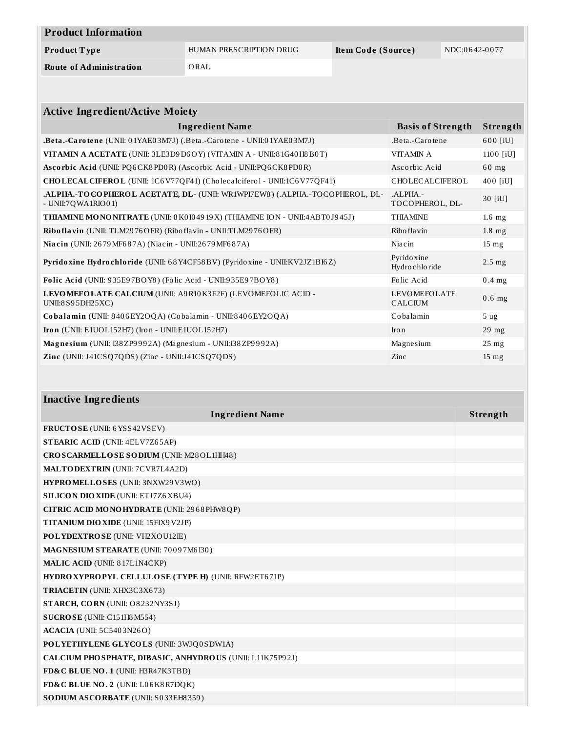| Product Information | | | |
|---|---|---|---|
| **Product Type** | HUMAN PRESCRIPTION DRUG | **Item Code (Source)** | NDC:0642-0077 |
| **Route of Administration** | ORAL | | |

| Active Ingredient/Active Moiety | | |
|---|---|---|
| **Ingredient Name** | **Basis of Strength** | **Strength** |
| **.Beta.-Carotene** (UNII: 01YAE03M7J) (.Beta.-Carotene - UNII:01YAE03M7J) | .Beta.-Carotene | 600 [iU] |
| **VITAMIN A ACETATE** (UNII: 3LE3D9D6OY) (VITAMIN A - UNII:81G40H8B0T) | VITAMIN A | 1100 [iU] |
| **Ascorbic Acid** (UNII: PQ6CK8PD0R) (Ascorbic Acid - UNII:PQ6CK8PD0R) | Ascorbic Acid | 60 mg |
| **CHOLECALCIFEROL** (UNII: 1C6V77QF41) (Cholecalciferol - UNII:1C6V77QF41) | CHOLECALCIFEROL | 400 [iU] |
| **.ALPHA.-TOCOPHEROL ACETATE, DL-** (UNII: WR1WPI7EW8) (.ALPHA.-TOCOPHEROL, DL- - UNII:7QWA1RIO01) | .ALPHA.-TOCOPHEROL, DL- | 30 [iU] |
| **THIAMINE MONONITRATE** (UNII: 8K0I04919X) (THIAMINE ION - UNII:4ABT0J945J) | THIAMINE | 1.6 mg |
| **Riboflavin** (UNII: TLM2976OFR) (Riboflavin - UNII:TLM2976OFR) | Riboflavin | 1.8 mg |
| **Niacin** (UNII: 2679MF687A) (Niacin - UNII:2679MF687A) | Niacin | 15 mg |
| **Pyridoxine Hydrochloride** (UNII: 68Y4CF58BV) (Pyridoxine - UNII:KV2JZ1BI6Z) | Pyridoxine Hydrochloride | 2.5 mg |
| **Folic Acid** (UNII: 935E97BOY8) (Folic Acid - UNII:935E97BOY8) | Folic Acid | 0.4 mg |
| **LEVOMEFOLATE CALCIUM** (UNII: A9R10K3F2F) (LEVOMEFOLIC ACID - UNII:8S95DH25XC) | LEVOMEFOLATE CALCIUM | 0.6 mg |
| **Cobalamin** (UNII: 8406EY2OQA) (Cobalamin - UNII:8406EY2OQA) | Cobalamin | 5 ug |
| **Iron** (UNII: E1UOL152H7) (Iron - UNII:E1UOL152H7) | Iron | 29 mg |
| **Magnesium** (UNII: I38ZP9992A) (Magnesium - UNII:I38ZP9992A) | Magnesium | 25 mg |
| **Zinc** (UNII: J41CSQ7QDS) (Zinc - UNII:J41CSQ7QDS) | Zinc | 15 mg |

| Inactive Ingredients | |
|---|---|
| **Ingredient Name** | **Strength** |
| **FRUCTOSE** (UNII: 6YSS42VSEV) | |
| **STEARIC ACID** (UNII: 4ELV7Z65AP) | |
| **CROSCARMELLOSE SODIUM** (UNII: M28OL1HH48) | |
| **MALTODEXTRIN** (UNII: 7CVR7L4A2D) | |
| **HYPROMELLOSES** (UNII: 3NXW29V3WO) | |
| **SILICON DIOXIDE** (UNII: ETJ7Z6XBU4) | |
| **CITRIC ACID MONOHYDRATE** (UNII: 2968PHW8QP) | |
| **TITANIUM DIOXIDE** (UNII: 15FIX9V2JP) | |
| **POLYDEXTROSE** (UNII: VH2XOU12IE) | |
| **MAGNESIUM STEARATE** (UNII: 70097M6I30) | |
| **MALIC ACID** (UNII: 817L1N4CKP) | |
| **HYDROXYPROPYL CELLULOSE (TYPE H)** (UNII: RFW2ET671P) | |
| **TRIACETIN** (UNII: XHX3C3X673) | |
| **STARCH, CORN** (UNII: O8232NY3SJ) | |
| **SUCROSE** (UNII: C151H8M554) | |
| **ACACIA** (UNII: 5C5403N26O) | |
| **POLYETHYLENE GLYCOLS** (UNII: 3WJQ0SDW1A) | |
| **CALCIUM PHOSPHATE, DIBASIC, ANHYDROUS** (UNII: L11K75P92J) | |
| **FD&C BLUE NO. 1** (UNII: H3R47K3TBD) | |
| **FD&C BLUE NO. 2** (UNII: L06K8R7DQK) | |
| **SODIUM ASCORBATE** (UNII: S033EH8359) | |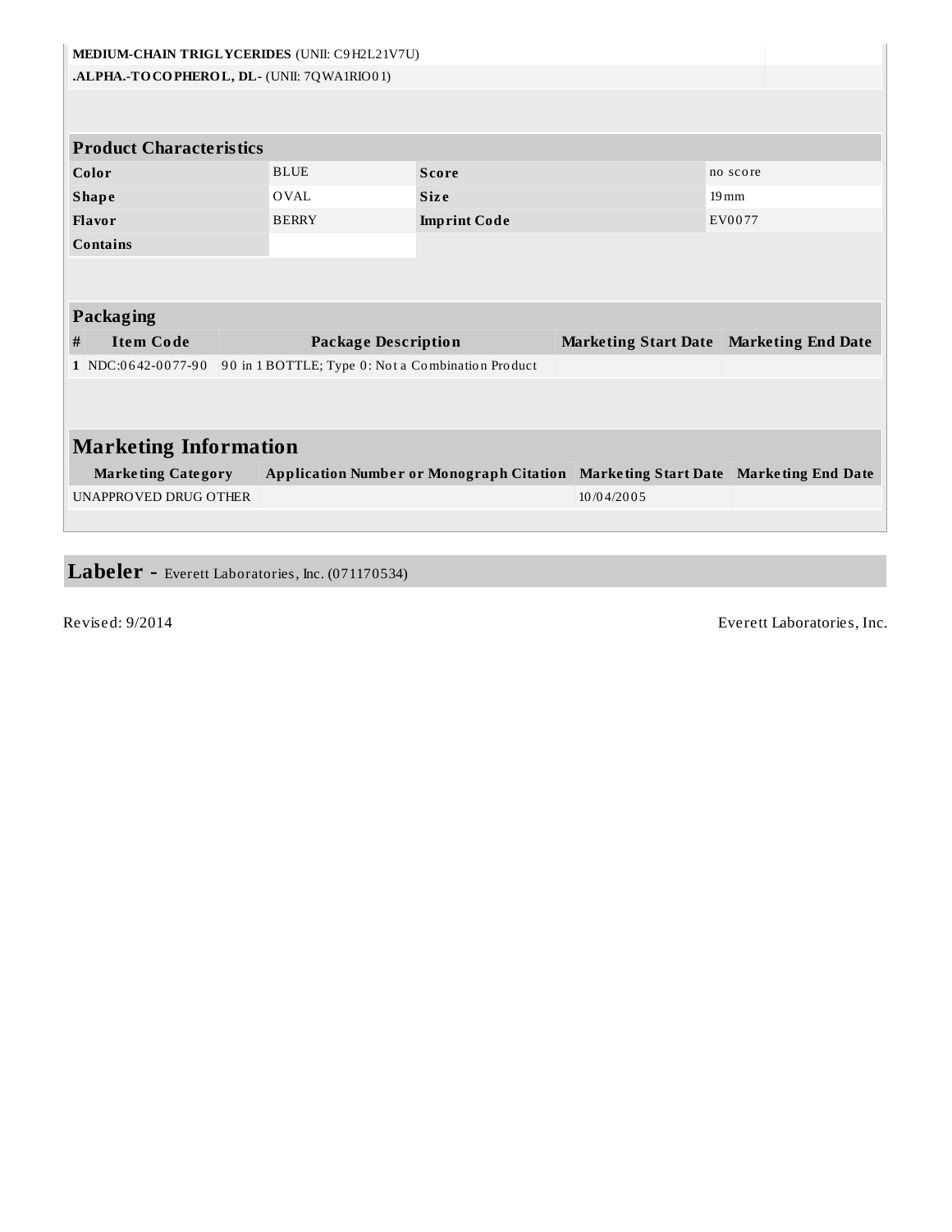| | |
|---|---|
| **MEDIUM-CHAIN TRIGLYCERIDES** (UNII: C9H2L21V7U) | |
| **.ALPHA.-TOCOPHEROL, DL-** (UNII: 7QWA1RIO01) | |

## Product Characteristics

| | | | |
|---|---|---|---|
| **Color** | BLUE | **Score** | no score |
| **Shape** | OVAL | **Size** | 19mm |
| **Flavor** | BERRY | **Imprint Code** | EV0077 |
| **Contains** | | | |

## Packaging

| # | Item Code | Package Description | Marketing Start Date | Marketing End Date |
|---|---|---|---|---|
| 1 | NDC:0642-0077-90 | 90 in 1 BOTTLE; Type 0: Not a Combination Product | | |

## Marketing Information

| Marketing Category | Application Number or Monograph Citation | Marketing Start Date | Marketing End Date |
|---|---|---|---|
| UNAPPROVED DRUG OTHER | | 10/04/2005 | |

## Labeler - Everett Laboratories, Inc. (071170534)

Revised: 9/2014

Everett Laboratories, Inc.